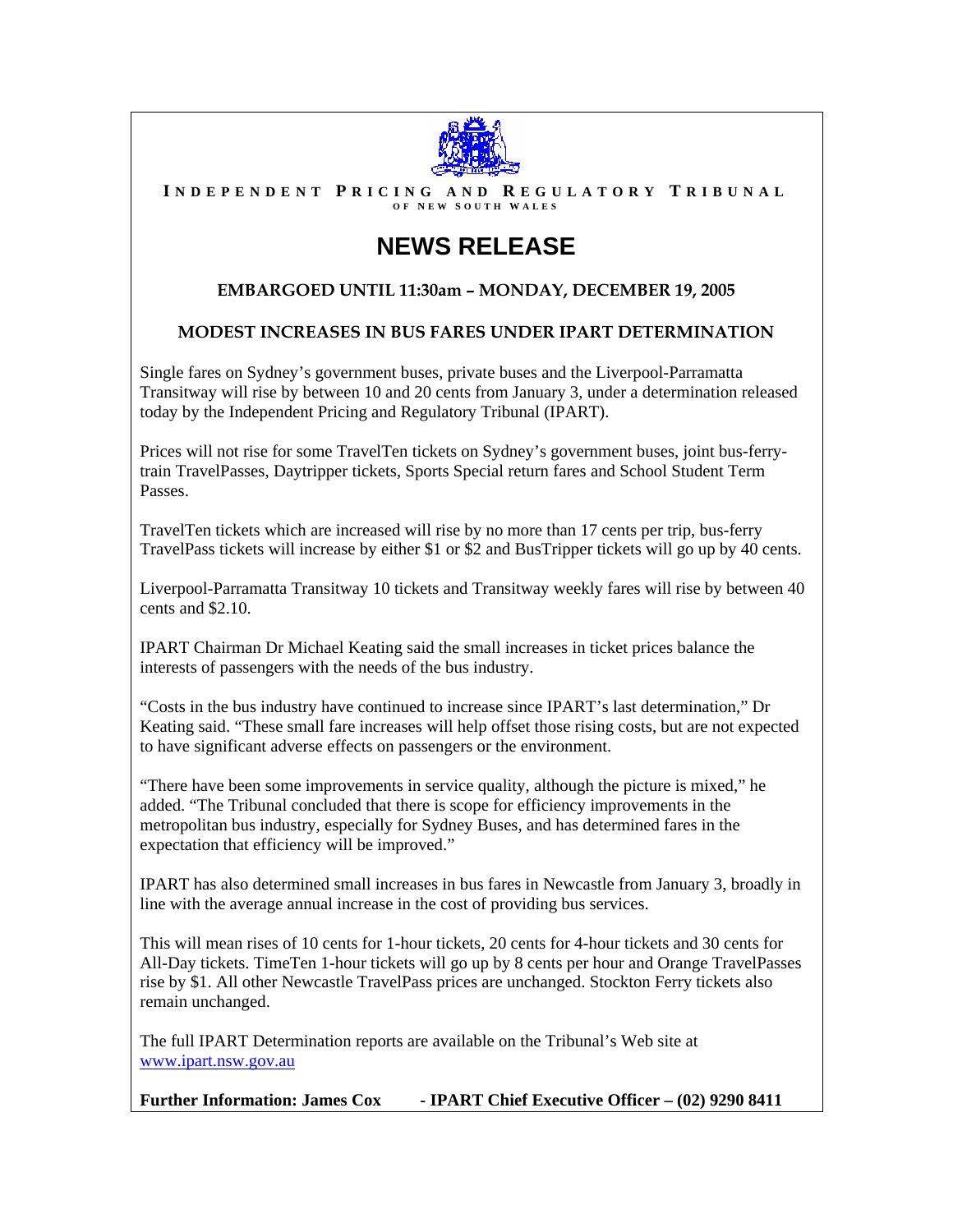**INDEPENDENT PRICING AND REGULATORY TRIBUNAL**
**OF NEW SOUTH WALES**

# NEWS RELEASE

**EMBARGOED UNTIL 11:30am – MONDAY, DECEMBER 19, 2005**

## MODEST INCREASES IN BUS FARES UNDER IPART DETERMINATION

Single fares on Sydney's government buses, private buses and the Liverpool-Parramatta Transitway will rise by between 10 and 20 cents from January 3, under a determination released today by the Independent Pricing and Regulatory Tribunal (IPART).

Prices will not rise for some TravelTen tickets on Sydney's government buses, joint bus-ferry-train TravelPasses, Daytripper tickets, Sports Special return fares and School Student Term Passes.

TravelTen tickets which are increased will rise by no more than 17 cents per trip, bus-ferry TravelPass tickets will increase by either $1 or $2 and BusTripper tickets will go up by 40 cents.

Liverpool-Parramatta Transitway 10 tickets and Transitway weekly fares will rise by between 40 cents and $2.10.

IPART Chairman Dr Michael Keating said the small increases in ticket prices balance the interests of passengers with the needs of the bus industry.

"Costs in the bus industry have continued to increase since IPART's last determination," Dr Keating said. "These small fare increases will help offset those rising costs, but are not expected to have significant adverse effects on passengers or the environment.

"There have been some improvements in service quality, although the picture is mixed," he added. "The Tribunal concluded that there is scope for efficiency improvements in the metropolitan bus industry, especially for Sydney Buses, and has determined fares in the expectation that efficiency will be improved."

IPART has also determined small increases in bus fares in Newcastle from January 3, broadly in line with the average annual increase in the cost of providing bus services.

This will mean rises of 10 cents for 1-hour tickets, 20 cents for 4-hour tickets and 30 cents for All-Day tickets. TimeTen 1-hour tickets will go up by 8 cents per hour and Orange TravelPasses rise by $1. All other Newcastle TravelPass prices are unchanged. Stockton Ferry tickets also remain unchanged.

The full IPART Determination reports are available on the Tribunal's Web site at www.ipart.nsw.gov.au

**Further Information: James Cox - IPART Chief Executive Officer – (02) 9290 8411**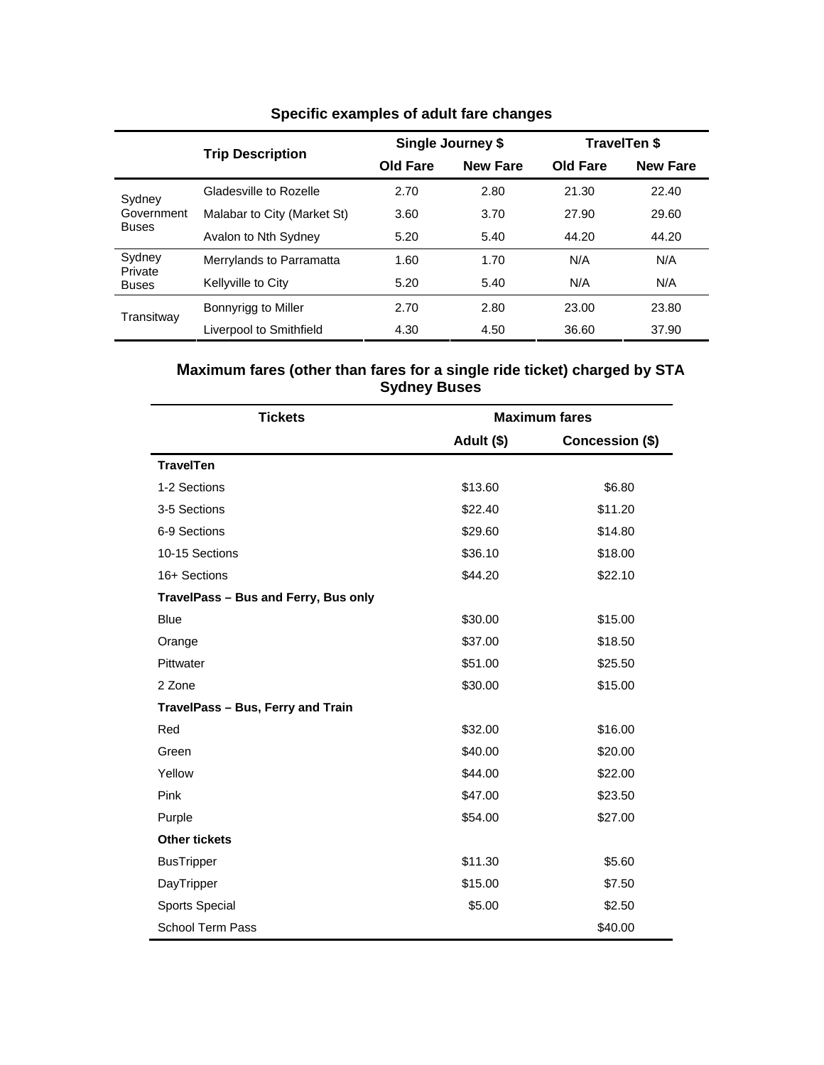### Specific examples of adult fare changes

| | Trip Description | Single Journey $ | | TravelTen $ | |
|---|---|---|---|---|---|
| | | Old Fare | New Fare | Old Fare | New Fare |
| Sydney Government Buses | Gladesville to Rozelle | 2.70 | 2.80 | 21.30 | 22.40 |
| | Malabar to City (Market St) | 3.60 | 3.70 | 27.90 | 29.60 |
| | Avalon to Nth Sydney | 5.20 | 5.40 | 44.20 | 44.20 |
| Sydney Private Buses | Merrylands to Parramatta | 1.60 | 1.70 | N/A | N/A |
| | Kellyville to City | 5.20 | 5.40 | N/A | N/A |
| Transitway | Bonnyrigg to Miller | 2.70 | 2.80 | 23.00 | 23.80 |
| | Liverpool to Smithfield | 4.30 | 4.50 | 36.60 | 37.90 |

### Maximum fares (other than fares for a single ride ticket) charged by STA Sydney Buses

| Tickets | Maximum fares | |
|---|---|---|
| | Adult ($) | Concession ($) |
| **TravelTen** | | |
| 1-2 Sections | $13.60 | $6.80 |
| 3-5 Sections | $22.40 | $11.20 |
| 6-9 Sections | $29.60 | $14.80 |
| 10-15 Sections | $36.10 | $18.00 |
| 16+ Sections | $44.20 | $22.10 |
| **TravelPass – Bus and Ferry, Bus only** | | |
| Blue | $30.00 | $15.00 |
| Orange | $37.00 | $18.50 |
| Pittwater | $51.00 | $25.50 |
| 2 Zone | $30.00 | $15.00 |
| **TravelPass – Bus, Ferry and Train** | | |
| Red | $32.00 | $16.00 |
| Green | $40.00 | $20.00 |
| Yellow | $44.00 | $22.00 |
| Pink | $47.00 | $23.50 |
| Purple | $54.00 | $27.00 |
| **Other tickets** | | |
| BusTripper | $11.30 | $5.60 |
| DayTripper | $15.00 | $7.50 |
| Sports Special | $5.00 | $2.50 |
| School Term Pass | | $40.00 |